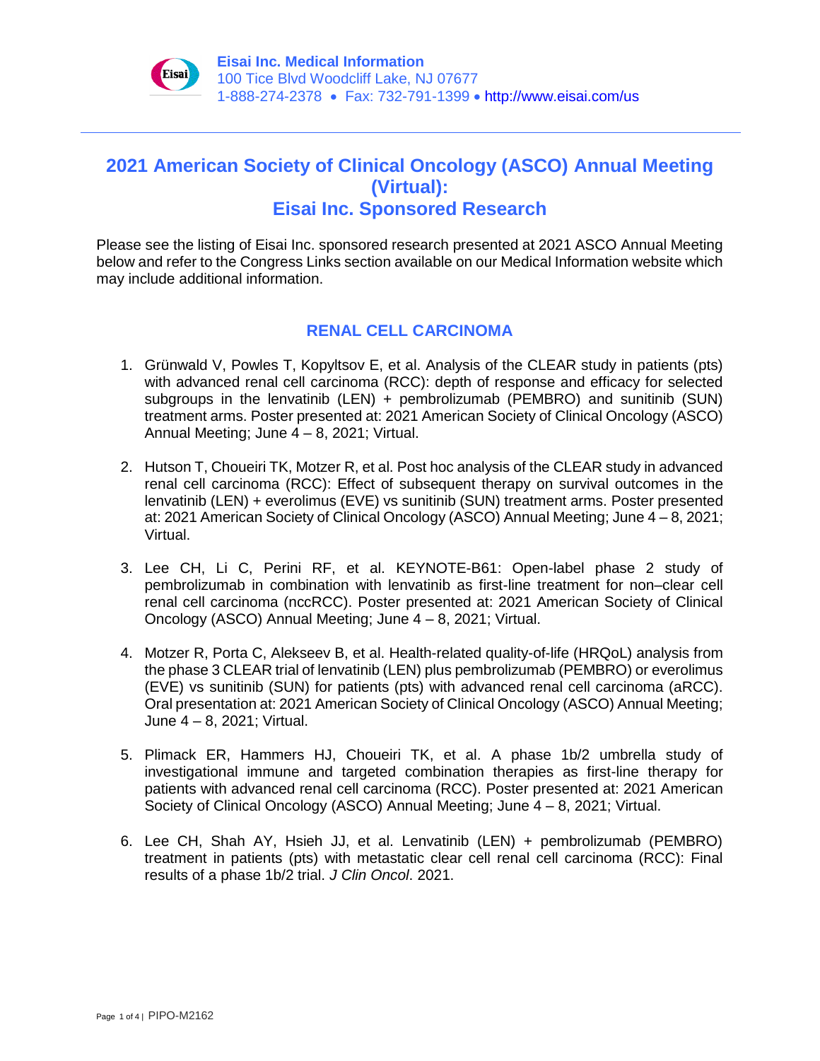**Eisai Inc. Medical Information**
100 Tice Blvd Woodcliff Lake, NJ 07677
1-888-274-2378 • Fax: 732-791-1399 • http://www.eisai.com/us

# 2021 American Society of Clinical Oncology (ASCO) Annual Meeting (Virtual): Eisai Inc. Sponsored Research

Please see the listing of Eisai Inc. sponsored research presented at 2021 ASCO Annual Meeting below and refer to the Congress Links section available on our Medical Information website which may include additional information.

## RENAL CELL CARCINOMA

1. Grünwald V, Powles T, Kopyltsov E, et al. Analysis of the CLEAR study in patients (pts) with advanced renal cell carcinoma (RCC): depth of response and efficacy for selected subgroups in the lenvatinib (LEN) + pembrolizumab (PEMBRO) and sunitinib (SUN) treatment arms. Poster presented at: 2021 American Society of Clinical Oncology (ASCO) Annual Meeting; June 4 – 8, 2021; Virtual.

2. Hutson T, Choueiri TK, Motzer R, et al. Post hoc analysis of the CLEAR study in advanced renal cell carcinoma (RCC): Effect of subsequent therapy on survival outcomes in the lenvatinib (LEN) + everolimus (EVE) vs sunitinib (SUN) treatment arms. Poster presented at: 2021 American Society of Clinical Oncology (ASCO) Annual Meeting; June 4 – 8, 2021; Virtual.

3. Lee CH, Li C, Perini RF, et al. KEYNOTE-B61: Open-label phase 2 study of pembrolizumab in combination with lenvatinib as first-line treatment for non–clear cell renal cell carcinoma (nccRCC). Poster presented at: 2021 American Society of Clinical Oncology (ASCO) Annual Meeting; June 4 – 8, 2021; Virtual.

4. Motzer R, Porta C, Alekseev B, et al. Health-related quality-of-life (HRQoL) analysis from the phase 3 CLEAR trial of lenvatinib (LEN) plus pembrolizumab (PEMBRO) or everolimus (EVE) vs sunitinib (SUN) for patients (pts) with advanced renal cell carcinoma (aRCC). Oral presentation at: 2021 American Society of Clinical Oncology (ASCO) Annual Meeting; June 4 – 8, 2021; Virtual.

5. Plimack ER, Hammers HJ, Choueiri TK, et al. A phase 1b/2 umbrella study of investigational immune and targeted combination therapies as first-line therapy for patients with advanced renal cell carcinoma (RCC). Poster presented at: 2021 American Society of Clinical Oncology (ASCO) Annual Meeting; June 4 – 8, 2021; Virtual.

6. Lee CH, Shah AY, Hsieh JJ, et al. Lenvatinib (LEN) + pembrolizumab (PEMBRO) treatment in patients (pts) with metastatic clear cell renal cell carcinoma (RCC): Final results of a phase 1b/2 trial. *J Clin Oncol*. 2021.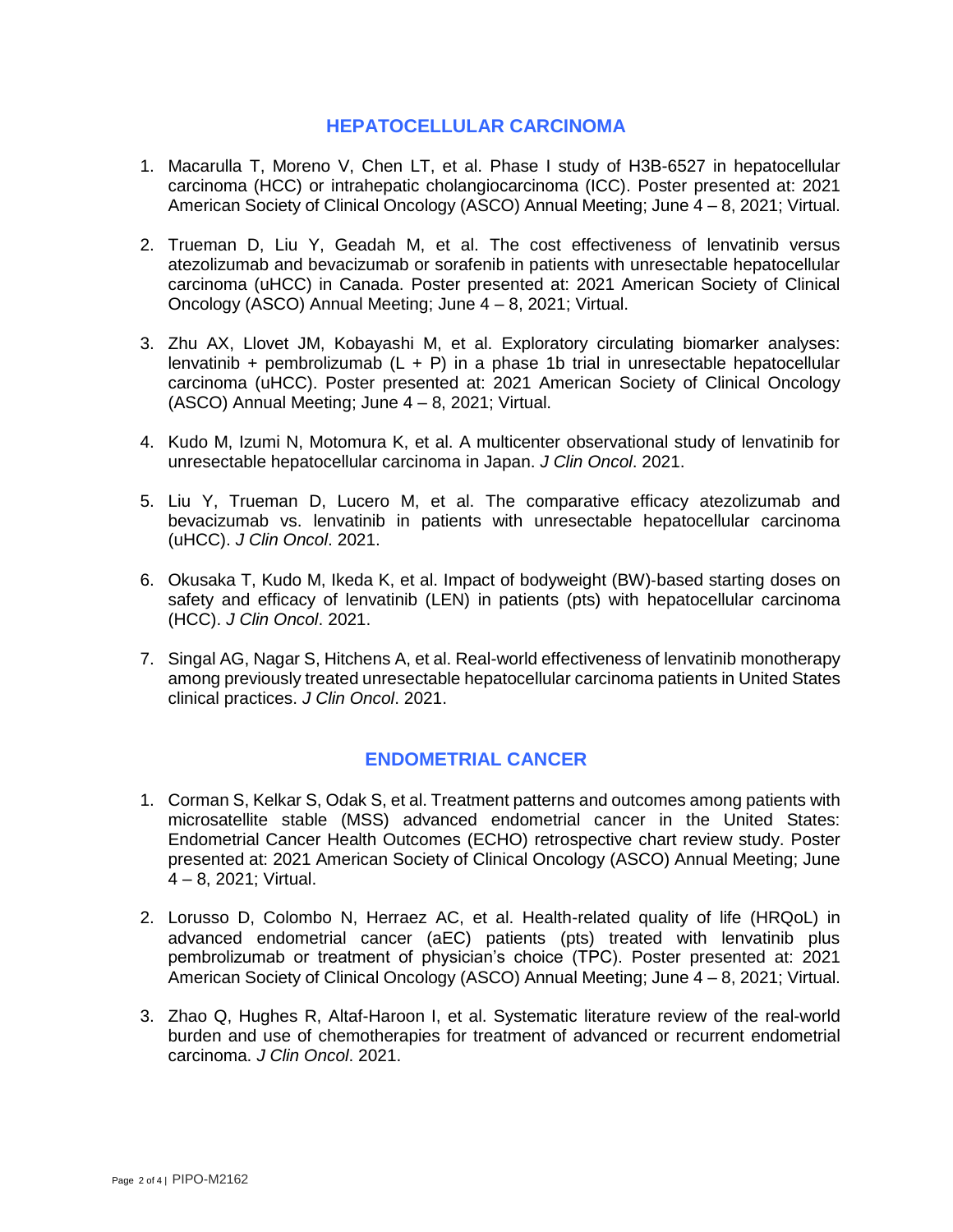## HEPATOCELLULAR CARCINOMA

1. Macarulla T, Moreno V, Chen LT, et al. Phase I study of H3B-6527 in hepatocellular carcinoma (HCC) or intrahepatic cholangiocarcinoma (ICC). Poster presented at: 2021 American Society of Clinical Oncology (ASCO) Annual Meeting; June 4 – 8, 2021; Virtual.

2. Trueman D, Liu Y, Geadah M, et al. The cost effectiveness of lenvatinib versus atezolizumab and bevacizumab or sorafenib in patients with unresectable hepatocellular carcinoma (uHCC) in Canada. Poster presented at: 2021 American Society of Clinical Oncology (ASCO) Annual Meeting; June 4 – 8, 2021; Virtual.

3. Zhu AX, Llovet JM, Kobayashi M, et al. Exploratory circulating biomarker analyses: lenvatinib + pembrolizumab (L + P) in a phase 1b trial in unresectable hepatocellular carcinoma (uHCC). Poster presented at: 2021 American Society of Clinical Oncology (ASCO) Annual Meeting; June 4 – 8, 2021; Virtual.

4. Kudo M, Izumi N, Motomura K, et al. A multicenter observational study of lenvatinib for unresectable hepatocellular carcinoma in Japan. *J Clin Oncol*. 2021.

5. Liu Y, Trueman D, Lucero M, et al. The comparative efficacy atezolizumab and bevacizumab vs. lenvatinib in patients with unresectable hepatocellular carcinoma (uHCC). *J Clin Oncol*. 2021.

6. Okusaka T, Kudo M, Ikeda K, et al. Impact of bodyweight (BW)-based starting doses on safety and efficacy of lenvatinib (LEN) in patients (pts) with hepatocellular carcinoma (HCC). *J Clin Oncol*. 2021.

7. Singal AG, Nagar S, Hitchens A, et al. Real-world effectiveness of lenvatinib monotherapy among previously treated unresectable hepatocellular carcinoma patients in United States clinical practices. *J Clin Oncol*. 2021.

## ENDOMETRIAL CANCER

1. Corman S, Kelkar S, Odak S, et al. Treatment patterns and outcomes among patients with microsatellite stable (MSS) advanced endometrial cancer in the United States: Endometrial Cancer Health Outcomes (ECHO) retrospective chart review study. Poster presented at: 2021 American Society of Clinical Oncology (ASCO) Annual Meeting; June 4 – 8, 2021; Virtual.

2. Lorusso D, Colombo N, Herraez AC, et al. Health-related quality of life (HRQoL) in advanced endometrial cancer (aEC) patients (pts) treated with lenvatinib plus pembrolizumab or treatment of physician's choice (TPC). Poster presented at: 2021 American Society of Clinical Oncology (ASCO) Annual Meeting; June 4 – 8, 2021; Virtual.

3. Zhao Q, Hughes R, Altaf-Haroon I, et al. Systematic literature review of the real-world burden and use of chemotherapies for treatment of advanced or recurrent endometrial carcinoma. *J Clin Oncol*. 2021.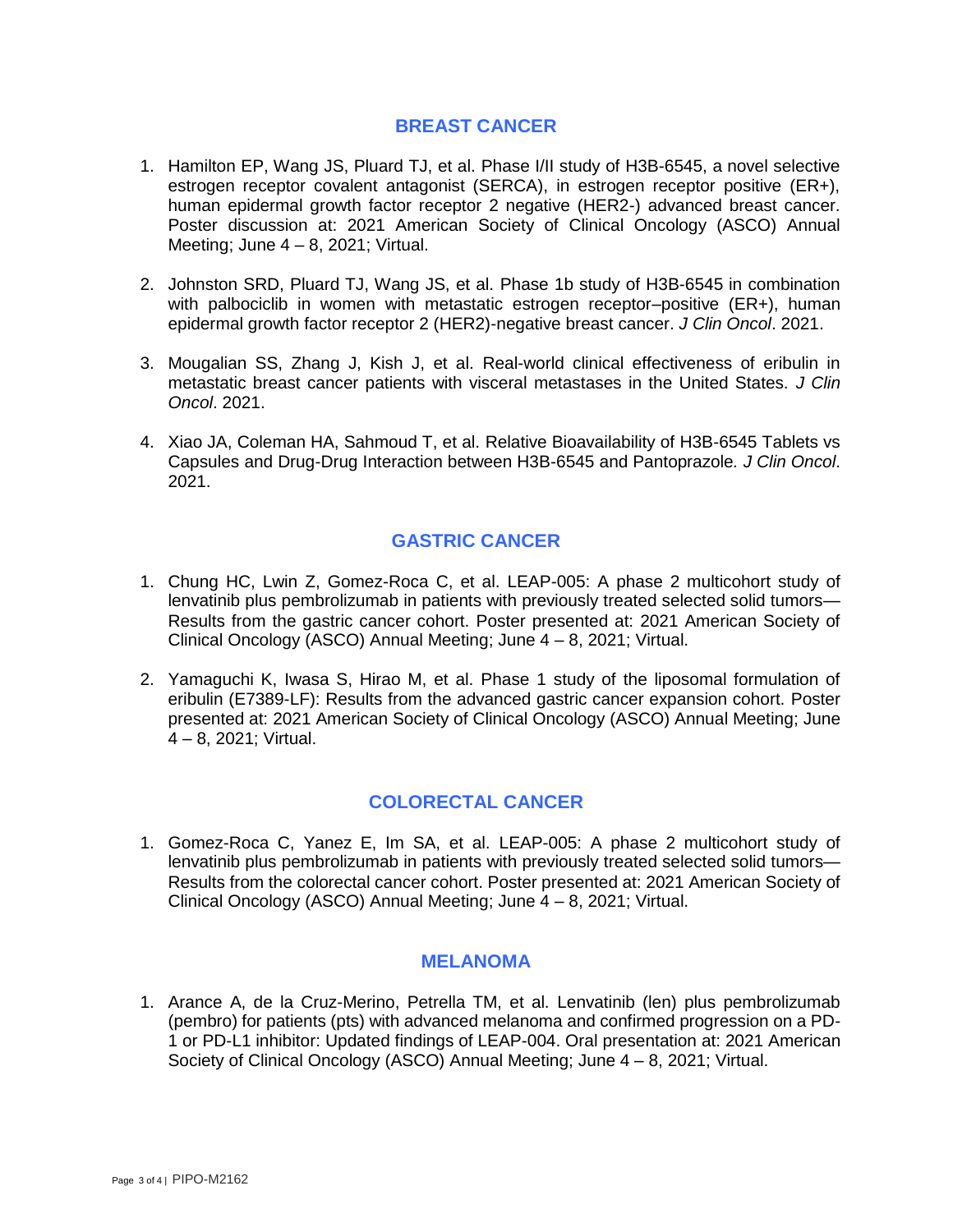## BREAST CANCER

1. Hamilton EP, Wang JS, Pluard TJ, et al. Phase I/II study of H3B-6545, a novel selective estrogen receptor covalent antagonist (SERCA), in estrogen receptor positive (ER+), human epidermal growth factor receptor 2 negative (HER2-) advanced breast cancer. Poster discussion at: 2021 American Society of Clinical Oncology (ASCO) Annual Meeting; June 4 – 8, 2021; Virtual.

2. Johnston SRD, Pluard TJ, Wang JS, et al. Phase 1b study of H3B-6545 in combination with palbociclib in women with metastatic estrogen receptor–positive (ER+), human epidermal growth factor receptor 2 (HER2)-negative breast cancer. *J Clin Oncol*. 2021.

3. Mougalian SS, Zhang J, Kish J, et al. Real-world clinical effectiveness of eribulin in metastatic breast cancer patients with visceral metastases in the United States. *J Clin Oncol*. 2021.

4. Xiao JA, Coleman HA, Sahmoud T, et al. Relative Bioavailability of H3B-6545 Tablets vs Capsules and Drug-Drug Interaction between H3B-6545 and Pantoprazole. *J Clin Oncol*. 2021.

## GASTRIC CANCER

1. Chung HC, Lwin Z, Gomez-Roca C, et al. LEAP-005: A phase 2 multicohort study of lenvatinib plus pembrolizumab in patients with previously treated selected solid tumors—Results from the gastric cancer cohort. Poster presented at: 2021 American Society of Clinical Oncology (ASCO) Annual Meeting; June 4 – 8, 2021; Virtual.

2. Yamaguchi K, Iwasa S, Hirao M, et al. Phase 1 study of the liposomal formulation of eribulin (E7389-LF): Results from the advanced gastric cancer expansion cohort. Poster presented at: 2021 American Society of Clinical Oncology (ASCO) Annual Meeting; June 4 – 8, 2021; Virtual.

## COLORECTAL CANCER

1. Gomez-Roca C, Yanez E, Im SA, et al. LEAP-005: A phase 2 multicohort study of lenvatinib plus pembrolizumab in patients with previously treated selected solid tumors—Results from the colorectal cancer cohort. Poster presented at: 2021 American Society of Clinical Oncology (ASCO) Annual Meeting; June 4 – 8, 2021; Virtual.

## MELANOMA

1. Arance A, de la Cruz-Merino, Petrella TM, et al. Lenvatinib (len) plus pembrolizumab (pembro) for patients (pts) with advanced melanoma and confirmed progression on a PD-1 or PD-L1 inhibitor: Updated findings of LEAP-004. Oral presentation at: 2021 American Society of Clinical Oncology (ASCO) Annual Meeting; June 4 – 8, 2021; Virtual.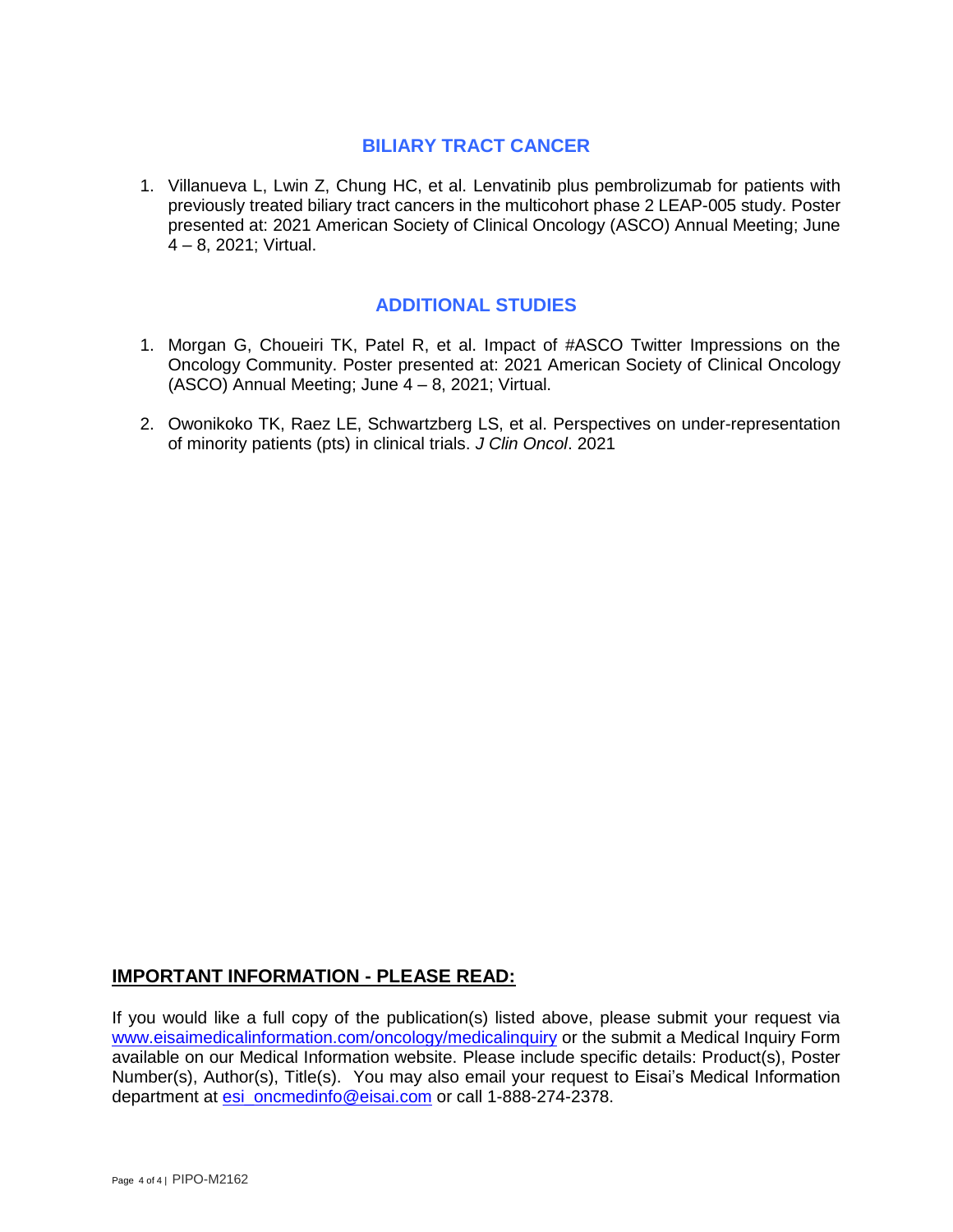## BILIARY TRACT CANCER

1. Villanueva L, Lwin Z, Chung HC, et al. Lenvatinib plus pembrolizumab for patients with previously treated biliary tract cancers in the multicohort phase 2 LEAP-005 study. Poster presented at: 2021 American Society of Clinical Oncology (ASCO) Annual Meeting; June 4 – 8, 2021; Virtual.

## ADDITIONAL STUDIES

1. Morgan G, Choueiri TK, Patel R, et al. Impact of #ASCO Twitter Impressions on the Oncology Community. Poster presented at: 2021 American Society of Clinical Oncology (ASCO) Annual Meeting; June 4 – 8, 2021; Virtual.

2. Owonikoko TK, Raez LE, Schwartzberg LS, et al. Perspectives on under-representation of minority patients (pts) in clinical trials. *J Clin Oncol*. 2021

## IMPORTANT INFORMATION - PLEASE READ:

If you would like a full copy of the publication(s) listed above, please submit your request via [www.eisaimedicalinformation.com/oncology/medicalinquiry](http://www.eisaimedicalinformation.com/oncology/medicalinquiry) or the submit a Medical Inquiry Form available on our Medical Information website. Please include specific details: Product(s), Poster Number(s), Author(s), Title(s). You may also email your request to Eisai's Medical Information department at [esi_oncmedinfo@eisai.com](mailto:esi_oncmedinfo@eisai.com) or call 1-888-274-2378.